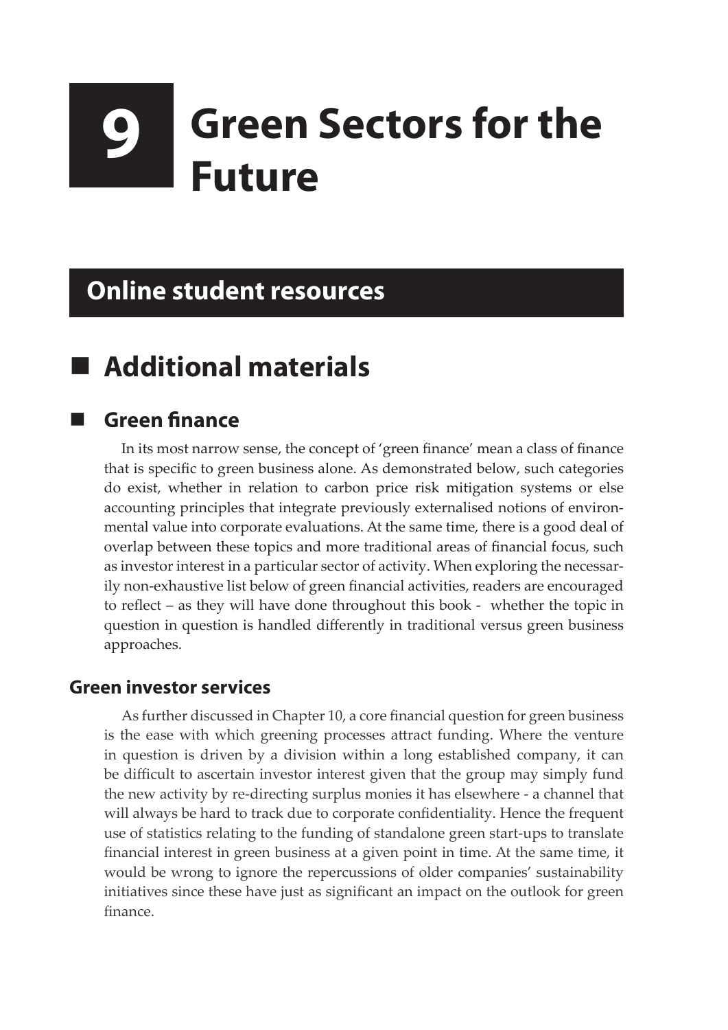# 9 Green Sectors for the Future

## Online student resources

## Additional materials

### Green finance

In its most narrow sense, the concept of 'green finance' mean a class of finance that is specific to green business alone. As demonstrated below, such categories do exist, whether in relation to carbon price risk mitigation systems or else accounting principles that integrate previously externalised notions of environmental value into corporate evaluations. At the same time, there is a good deal of overlap between these topics and more traditional areas of financial focus, such as investor interest in a particular sector of activity. When exploring the necessarily non-exhaustive list below of green financial activities, readers are encouraged to reflect – as they will have done throughout this book - whether the topic in question in question is handled differently in traditional versus green business approaches.

#### Green investor services

As further discussed in Chapter 10, a core financial question for green business is the ease with which greening processes attract funding. Where the venture in question is driven by a division within a long established company, it can be difficult to ascertain investor interest given that the group may simply fund the new activity by re-directing surplus monies it has elsewhere - a channel that will always be hard to track due to corporate confidentiality. Hence the frequent use of statistics relating to the funding of standalone green start-ups to translate financial interest in green business at a given point in time. At the same time, it would be wrong to ignore the repercussions of older companies' sustainability initiatives since these have just as significant an impact on the outlook for green finance.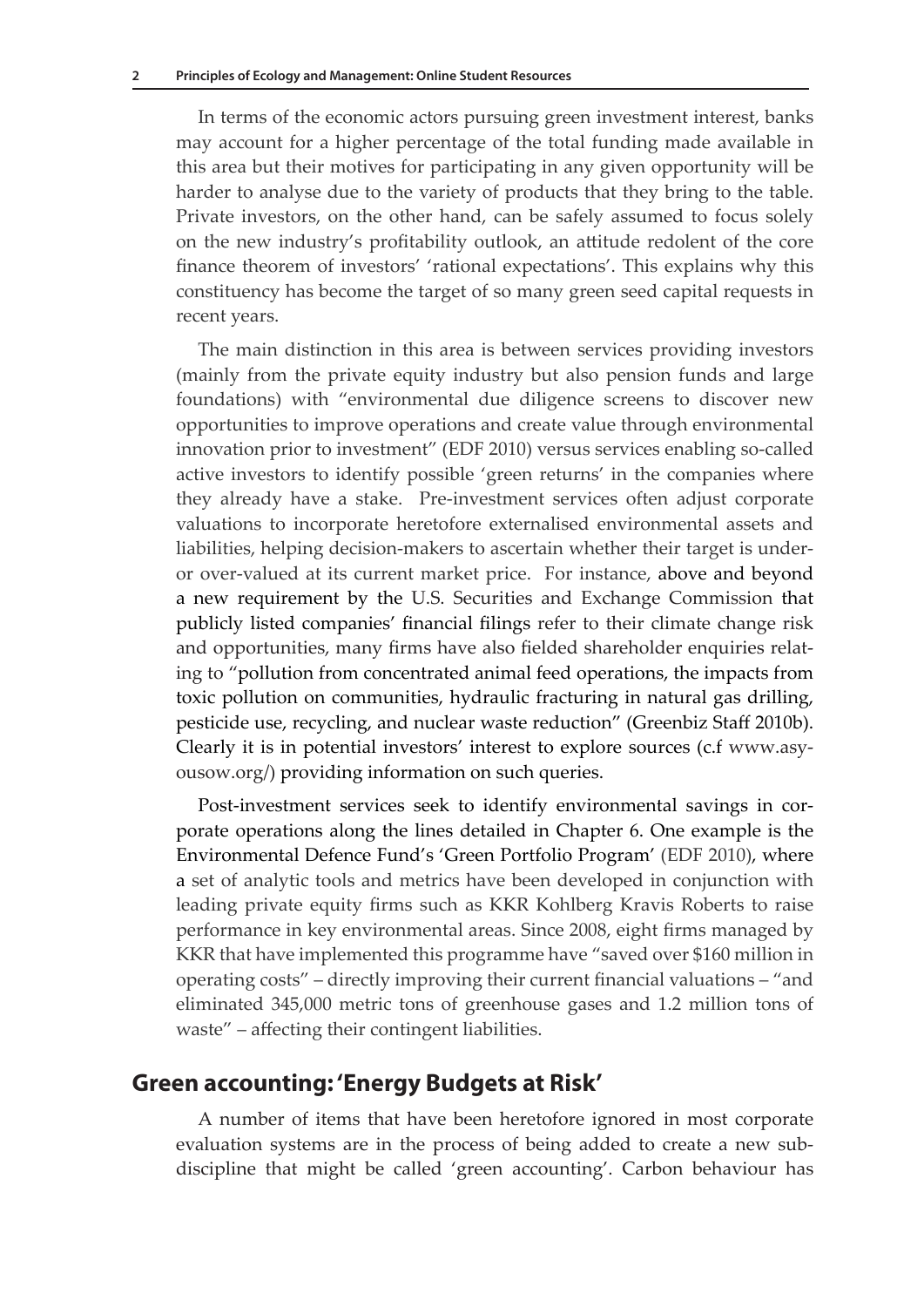In terms of the economic actors pursuing green investment interest, banks may account for a higher percentage of the total funding made available in this area but their motives for participating in any given opportunity will be harder to analyse due to the variety of products that they bring to the table. Private investors, on the other hand, can be safely assumed to focus solely on the new industry's profitability outlook, an attitude redolent of the core finance theorem of investors' 'rational expectations'. This explains why this constituency has become the target of so many green seed capital requests in recent years.

The main distinction in this area is between services providing investors (mainly from the private equity industry but also pension funds and large foundations) with "environmental due diligence screens to discover new opportunities to improve operations and create value through environmental innovation prior to investment" (EDF 2010) versus services enabling so-called active investors to identify possible 'green returns' in the companies where they already have a stake. Pre-investment services often adjust corporate valuations to incorporate heretofore externalised environmental assets and liabilities, helping decision-makers to ascertain whether their target is under- or over-valued at its current market price. For instance, above and beyond a new requirement by the U.S. Securities and Exchange Commission that publicly listed companies' financial filings refer to their climate change risk and opportunities, many firms have also fielded shareholder enquiries relating to "pollution from concentrated animal feed operations, the impacts from toxic pollution on communities, hydraulic fracturing in natural gas drilling, pesticide use, recycling, and nuclear waste reduction" (Greenbiz Staff 2010b). Clearly it is in potential investors' interest to explore sources (c.f www.asyousow.org/) providing information on such queries.

Post-investment services seek to identify environmental savings in corporate operations along the lines detailed in Chapter 6. One example is the Environmental Defence Fund's 'Green Portfolio Program' (EDF 2010), where a set of analytic tools and metrics have been developed in conjunction with leading private equity firms such as KKR Kohlberg Kravis Roberts to raise performance in key environmental areas. Since 2008, eight firms managed by KKR that have implemented this programme have "saved over $160 million in operating costs" – directly improving their current financial valuations – "and eliminated 345,000 metric tons of greenhouse gases and 1.2 million tons of waste" – affecting their contingent liabilities.

## Green accounting: 'Energy Budgets at Risk'

A number of items that have been heretofore ignored in most corporate evaluation systems are in the process of being added to create a new sub-discipline that might be called 'green accounting'. Carbon behaviour has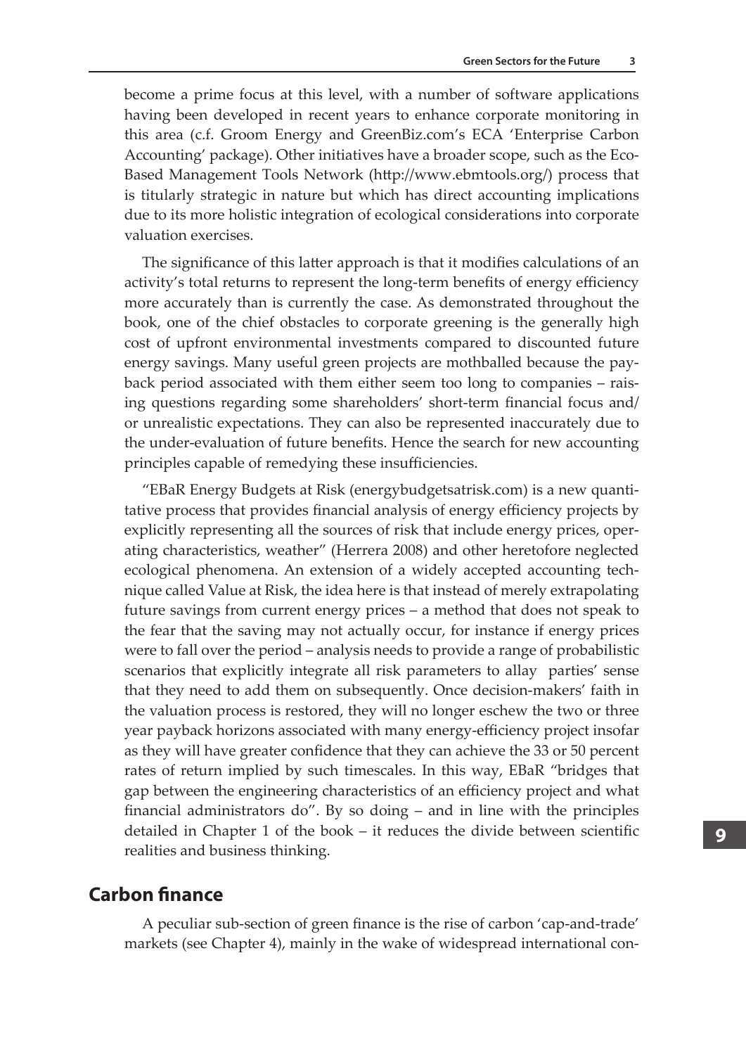become a prime focus at this level, with a number of software applications having been developed in recent years to enhance corporate monitoring in this area (c.f. Groom Energy and GreenBiz.com's ECA 'Enterprise Carbon Accounting' package). Other initiatives have a broader scope, such as the Eco-Based Management Tools Network (http://www.ebmtools.org/) process that is titularly strategic in nature but which has direct accounting implications due to its more holistic integration of ecological considerations into corporate valuation exercises.

The significance of this latter approach is that it modifies calculations of an activity's total returns to represent the long-term benefits of energy efficiency more accurately than is currently the case. As demonstrated throughout the book, one of the chief obstacles to corporate greening is the generally high cost of upfront environmental investments compared to discounted future energy savings. Many useful green projects are mothballed because the payback period associated with them either seem too long to companies – raising questions regarding some shareholders' short-term financial focus and/or unrealistic expectations. They can also be represented inaccurately due to the under-evaluation of future benefits. Hence the search for new accounting principles capable of remedying these insufficiencies.

"EBaR Energy Budgets at Risk (energybudgetsatrisk.com) is a new quantitative process that provides financial analysis of energy efficiency projects by explicitly representing all the sources of risk that include energy prices, operating characteristics, weather" (Herrera 2008) and other heretofore neglected ecological phenomena. An extension of a widely accepted accounting technique called Value at Risk, the idea here is that instead of merely extrapolating future savings from current energy prices – a method that does not speak to the fear that the saving may not actually occur, for instance if energy prices were to fall over the period – analysis needs to provide a range of probabilistic scenarios that explicitly integrate all risk parameters to allay parties' sense that they need to add them on subsequently. Once decision-makers' faith in the valuation process is restored, they will no longer eschew the two or three year payback horizons associated with many energy-efficiency project insofar as they will have greater confidence that they can achieve the 33 or 50 percent rates of return implied by such timescales. In this way, EBaR "bridges that gap between the engineering characteristics of an efficiency project and what financial administrators do". By so doing – and in line with the principles detailed in Chapter 1 of the book – it reduces the divide between scientific realities and business thinking.

## Carbon finance

A peculiar sub-section of green finance is the rise of carbon 'cap-and-trade' markets (see Chapter 4), mainly in the wake of widespread international con-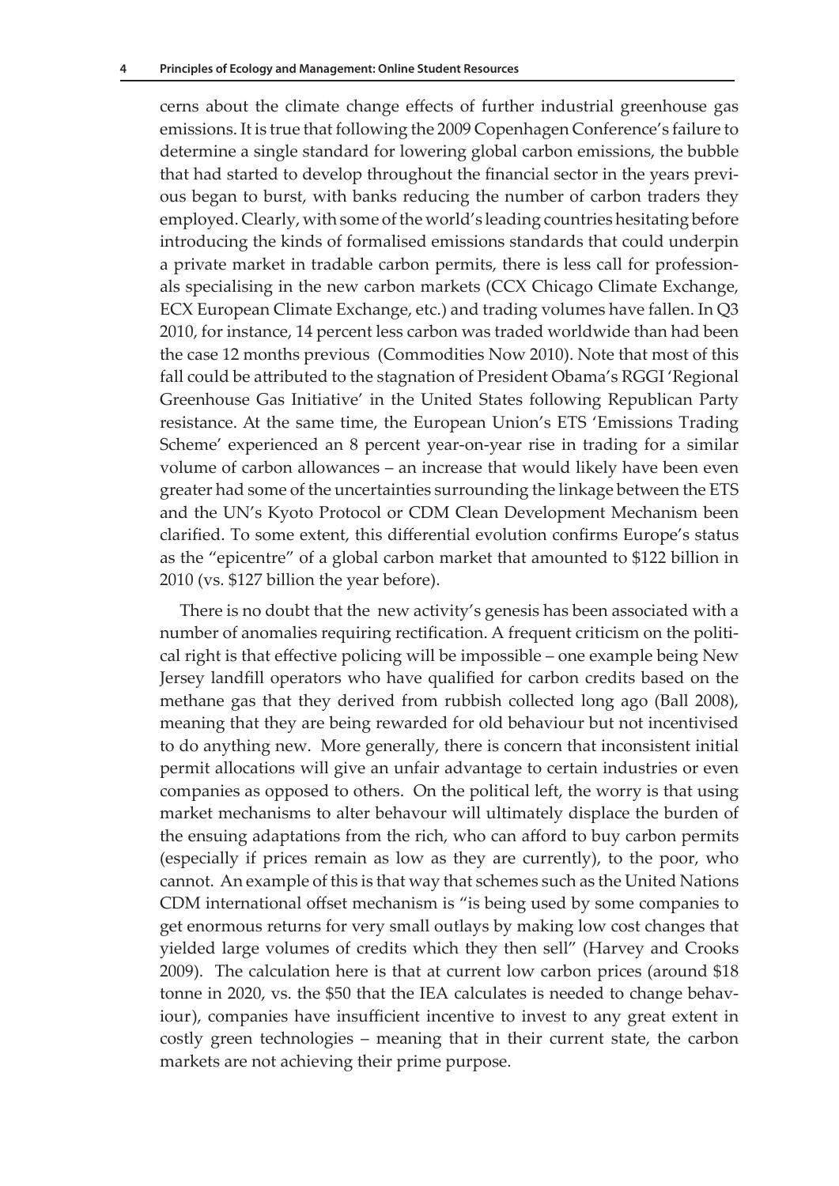cerns about the climate change effects of further industrial greenhouse gas emissions. It is true that following the 2009 Copenhagen Conference's failure to determine a single standard for lowering global carbon emissions, the bubble that had started to develop throughout the financial sector in the years previous began to burst, with banks reducing the number of carbon traders they employed. Clearly, with some of the world's leading countries hesitating before introducing the kinds of formalised emissions standards that could underpin a private market in tradable carbon permits, there is less call for professionals specialising in the new carbon markets (CCX Chicago Climate Exchange, ECX European Climate Exchange, etc.) and trading volumes have fallen. In Q3 2010, for instance, 14 percent less carbon was traded worldwide than had been the case 12 months previous (Commodities Now 2010). Note that most of this fall could be attributed to the stagnation of President Obama's RGGI 'Regional Greenhouse Gas Initiative' in the United States following Republican Party resistance. At the same time, the European Union's ETS 'Emissions Trading Scheme' experienced an 8 percent year-on-year rise in trading for a similar volume of carbon allowances – an increase that would likely have been even greater had some of the uncertainties surrounding the linkage between the ETS and the UN's Kyoto Protocol or CDM Clean Development Mechanism been clarified. To some extent, this differential evolution confirms Europe's status as the "epicentre" of a global carbon market that amounted to \$122 billion in 2010 (vs. \$127 billion the year before).

There is no doubt that the new activity's genesis has been associated with a number of anomalies requiring rectification. A frequent criticism on the political right is that effective policing will be impossible – one example being New Jersey landfill operators who have qualified for carbon credits based on the methane gas that they derived from rubbish collected long ago (Ball 2008), meaning that they are being rewarded for old behaviour but not incentivised to do anything new. More generally, there is concern that inconsistent initial permit allocations will give an unfair advantage to certain industries or even companies as opposed to others. On the political left, the worry is that using market mechanisms to alter behavour will ultimately displace the burden of the ensuing adaptations from the rich, who can afford to buy carbon permits (especially if prices remain as low as they are currently), to the poor, who cannot. An example of this is that way that schemes such as the United Nations CDM international offset mechanism is "is being used by some companies to get enormous returns for very small outlays by making low cost changes that yielded large volumes of credits which they then sell" (Harvey and Crooks 2009). The calculation here is that at current low carbon prices (around \$18 tonne in 2020, vs. the \$50 that the IEA calculates is needed to change behaviour), companies have insufficient incentive to invest to any great extent in costly green technologies – meaning that in their current state, the carbon markets are not achieving their prime purpose.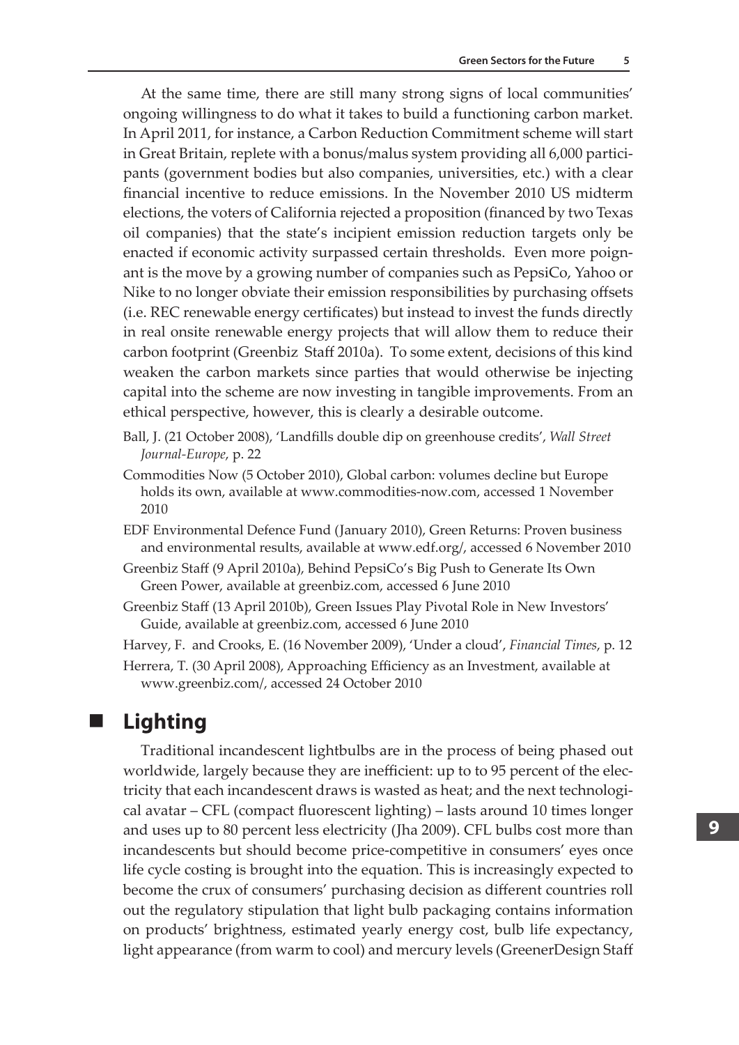At the same time, there are still many strong signs of local communities' ongoing willingness to do what it takes to build a functioning carbon market. In April 2011, for instance, a Carbon Reduction Commitment scheme will start in Great Britain, replete with a bonus/malus system providing all 6,000 participants (government bodies but also companies, universities, etc.) with a clear financial incentive to reduce emissions. In the November 2010 US midterm elections, the voters of California rejected a proposition (financed by two Texas oil companies) that the state's incipient emission reduction targets only be enacted if economic activity surpassed certain thresholds. Even more poignant is the move by a growing number of companies such as PepsiCo, Yahoo or Nike to no longer obviate their emission responsibilities by purchasing offsets (i.e. REC renewable energy certificates) but instead to invest the funds directly in real onsite renewable energy projects that will allow them to reduce their carbon footprint (Greenbiz Staff 2010a). To some extent, decisions of this kind weaken the carbon markets since parties that would otherwise be injecting capital into the scheme are now investing in tangible improvements. From an ethical perspective, however, this is clearly a desirable outcome.

Ball, J. (21 October 2008), 'Landfills double dip on greenhouse credits', *Wall Street Journal-Europe*, p. 22

Commodities Now (5 October 2010), Global carbon: volumes decline but Europe holds its own, available at www.commodities-now.com, accessed 1 November 2010

EDF Environmental Defence Fund (January 2010), Green Returns: Proven business and environmental results, available at www.edf.org/, accessed 6 November 2010

Greenbiz Staff (9 April 2010a), Behind PepsiCo's Big Push to Generate Its Own Green Power, available at greenbiz.com, accessed 6 June 2010

Greenbiz Staff (13 April 2010b), Green Issues Play Pivotal Role in New Investors' Guide, available at greenbiz.com, accessed 6 June 2010

Harvey, F. and Crooks, E. (16 November 2009), 'Under a cloud', *Financial Times*, p. 12

Herrera, T. (30 April 2008), Approaching Efficiency as an Investment, available at www.greenbiz.com/, accessed 24 October 2010

## Lighting

Traditional incandescent lightbulbs are in the process of being phased out worldwide, largely because they are inefficient: up to to 95 percent of the electricity that each incandescent draws is wasted as heat; and the next technological avatar – CFL (compact fluorescent lighting) – lasts around 10 times longer and uses up to 80 percent less electricity (Jha 2009). CFL bulbs cost more than incandescents but should become price-competitive in consumers' eyes once life cycle costing is brought into the equation. This is increasingly expected to become the crux of consumers' purchasing decision as different countries roll out the regulatory stipulation that light bulb packaging contains information on products' brightness, estimated yearly energy cost, bulb life expectancy, light appearance (from warm to cool) and mercury levels (GreenerDesign Staff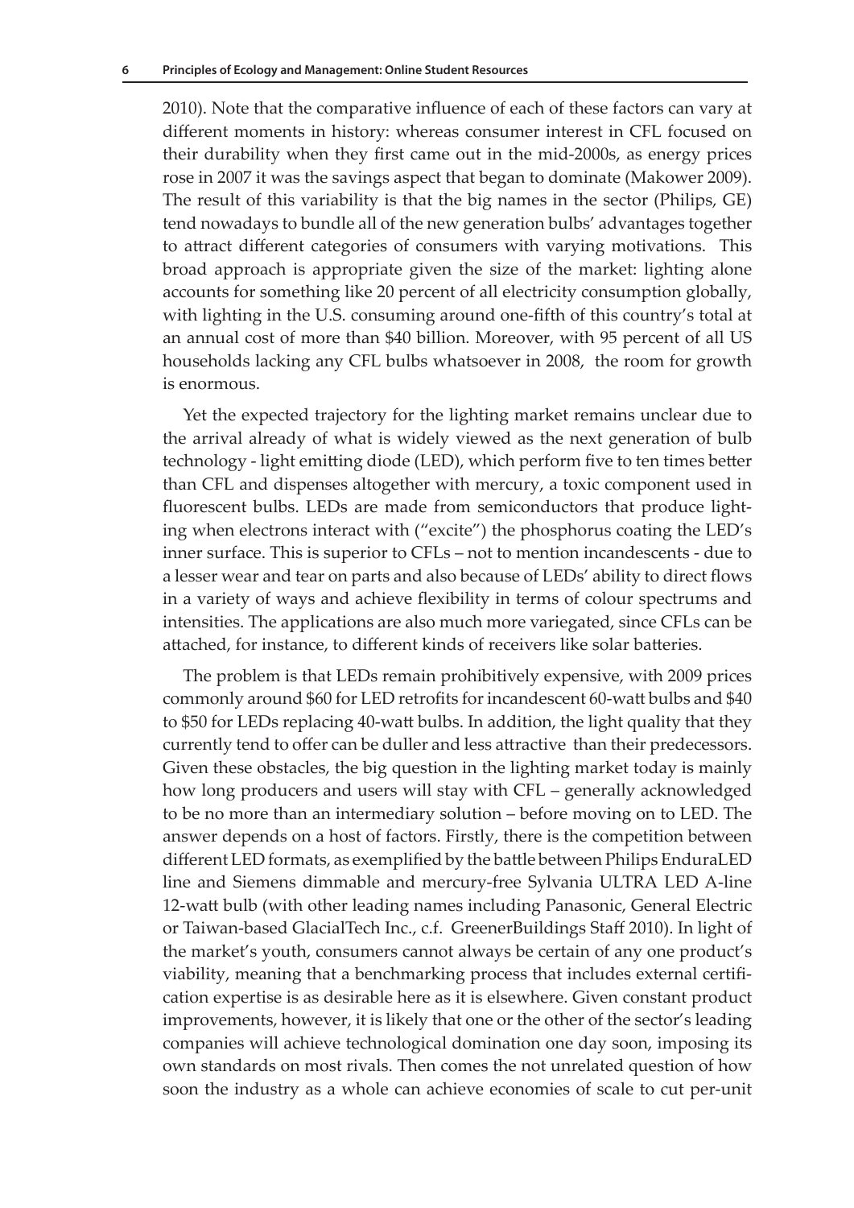2010). Note that the comparative influence of each of these factors can vary at different moments in history: whereas consumer interest in CFL focused on their durability when they first came out in the mid-2000s, as energy prices rose in 2007 it was the savings aspect that began to dominate (Makower 2009). The result of this variability is that the big names in the sector (Philips, GE) tend nowadays to bundle all of the new generation bulbs' advantages together to attract different categories of consumers with varying motivations. This broad approach is appropriate given the size of the market: lighting alone accounts for something like 20 percent of all electricity consumption globally, with lighting in the U.S. consuming around one-fifth of this country's total at an annual cost of more than $40 billion. Moreover, with 95 percent of all US households lacking any CFL bulbs whatsoever in 2008, the room for growth is enormous.

Yet the expected trajectory for the lighting market remains unclear due to the arrival already of what is widely viewed as the next generation of bulb technology - light emitting diode (LED), which perform five to ten times better than CFL and dispenses altogether with mercury, a toxic component used in fluorescent bulbs. LEDs are made from semiconductors that produce lighting when electrons interact with ("excite") the phosphorus coating the LED's inner surface. This is superior to CFLs – not to mention incandescents - due to a lesser wear and tear on parts and also because of LEDs' ability to direct flows in a variety of ways and achieve flexibility in terms of colour spectrums and intensities. The applications are also much more variegated, since CFLs can be attached, for instance, to different kinds of receivers like solar batteries.

The problem is that LEDs remain prohibitively expensive, with 2009 prices commonly around $60 for LED retrofits for incandescent 60-watt bulbs and $40 to $50 for LEDs replacing 40-watt bulbs. In addition, the light quality that they currently tend to offer can be duller and less attractive than their predecessors. Given these obstacles, the big question in the lighting market today is mainly how long producers and users will stay with CFL – generally acknowledged to be no more than an intermediary solution – before moving on to LED. The answer depends on a host of factors. Firstly, there is the competition between different LED formats, as exemplified by the battle between Philips EnduraLED line and Siemens dimmable and mercury-free Sylvania ULTRA LED A-line 12-watt bulb (with other leading names including Panasonic, General Electric or Taiwan-based GlacialTech Inc., c.f. GreenerBuildings Staff 2010). In light of the market's youth, consumers cannot always be certain of any one product's viability, meaning that a benchmarking process that includes external certification expertise is as desirable here as it is elsewhere. Given constant product improvements, however, it is likely that one or the other of the sector's leading companies will achieve technological domination one day soon, imposing its own standards on most rivals. Then comes the not unrelated question of how soon the industry as a whole can achieve economies of scale to cut per-unit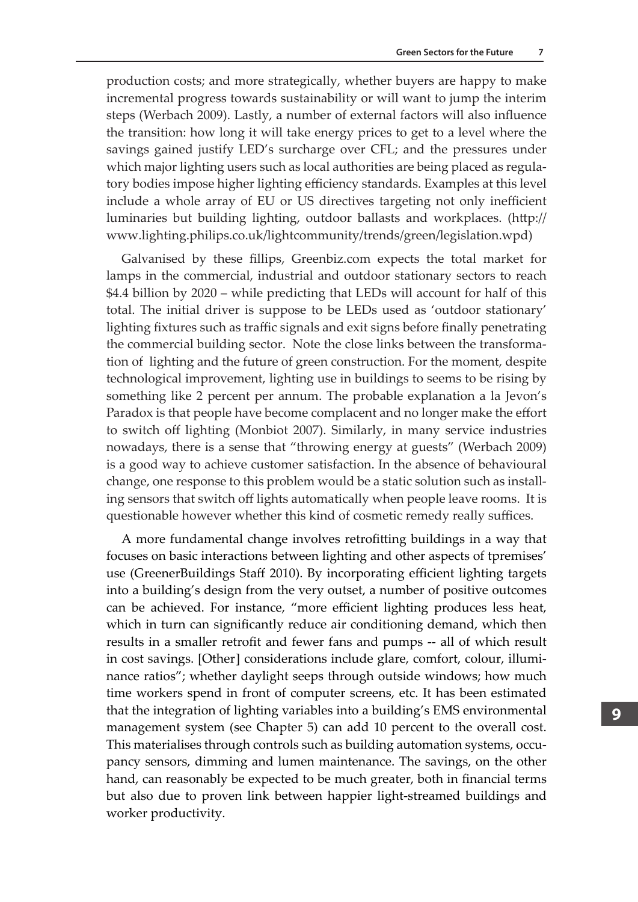production costs; and more strategically, whether buyers are happy to make incremental progress towards sustainability or will want to jump the interim steps (Werbach 2009). Lastly, a number of external factors will also influence the transition: how long it will take energy prices to get to a level where the savings gained justify LED's surcharge over CFL; and the pressures under which major lighting users such as local authorities are being placed as regulatory bodies impose higher lighting efficiency standards. Examples at this level include a whole array of EU or US directives targeting not only inefficient luminaries but building lighting, outdoor ballasts and workplaces. (http://www.lighting.philips.co.uk/lightcommunity/trends/green/legislation.wpd)

Galvanised by these fillips, Greenbiz.com expects the total market for lamps in the commercial, industrial and outdoor stationary sectors to reach $4.4 billion by 2020 – while predicting that LEDs will account for half of this total. The initial driver is suppose to be LEDs used as 'outdoor stationary' lighting fixtures such as traffic signals and exit signs before finally penetrating the commercial building sector. Note the close links between the transformation of lighting and the future of green construction. For the moment, despite technological improvement, lighting use in buildings to seems to be rising by something like 2 percent per annum. The probable explanation a la Jevon's Paradox is that people have become complacent and no longer make the effort to switch off lighting (Monbiot 2007). Similarly, in many service industries nowadays, there is a sense that "throwing energy at guests" (Werbach 2009) is a good way to achieve customer satisfaction. In the absence of behavioural change, one response to this problem would be a static solution such as installing sensors that switch off lights automatically when people leave rooms. It is questionable however whether this kind of cosmetic remedy really suffices.

A more fundamental change involves retrofitting buildings in a way that focuses on basic interactions between lighting and other aspects of tpremises' use (GreenerBuildings Staff 2010). By incorporating efficient lighting targets into a building's design from the very outset, a number of positive outcomes can be achieved. For instance, "more efficient lighting produces less heat, which in turn can significantly reduce air conditioning demand, which then results in a smaller retrofit and fewer fans and pumps -- all of which result in cost savings. [Other] considerations include glare, comfort, colour, illuminance ratios"; whether daylight seeps through outside windows; how much time workers spend in front of computer screens, etc. It has been estimated that the integration of lighting variables into a building's EMS environmental management system (see Chapter 5) can add 10 percent to the overall cost. This materialises through controls such as building automation systems, occupancy sensors, dimming and lumen maintenance. The savings, on the other hand, can reasonably be expected to be much greater, both in financial terms but also due to proven link between happier light-streamed buildings and worker productivity.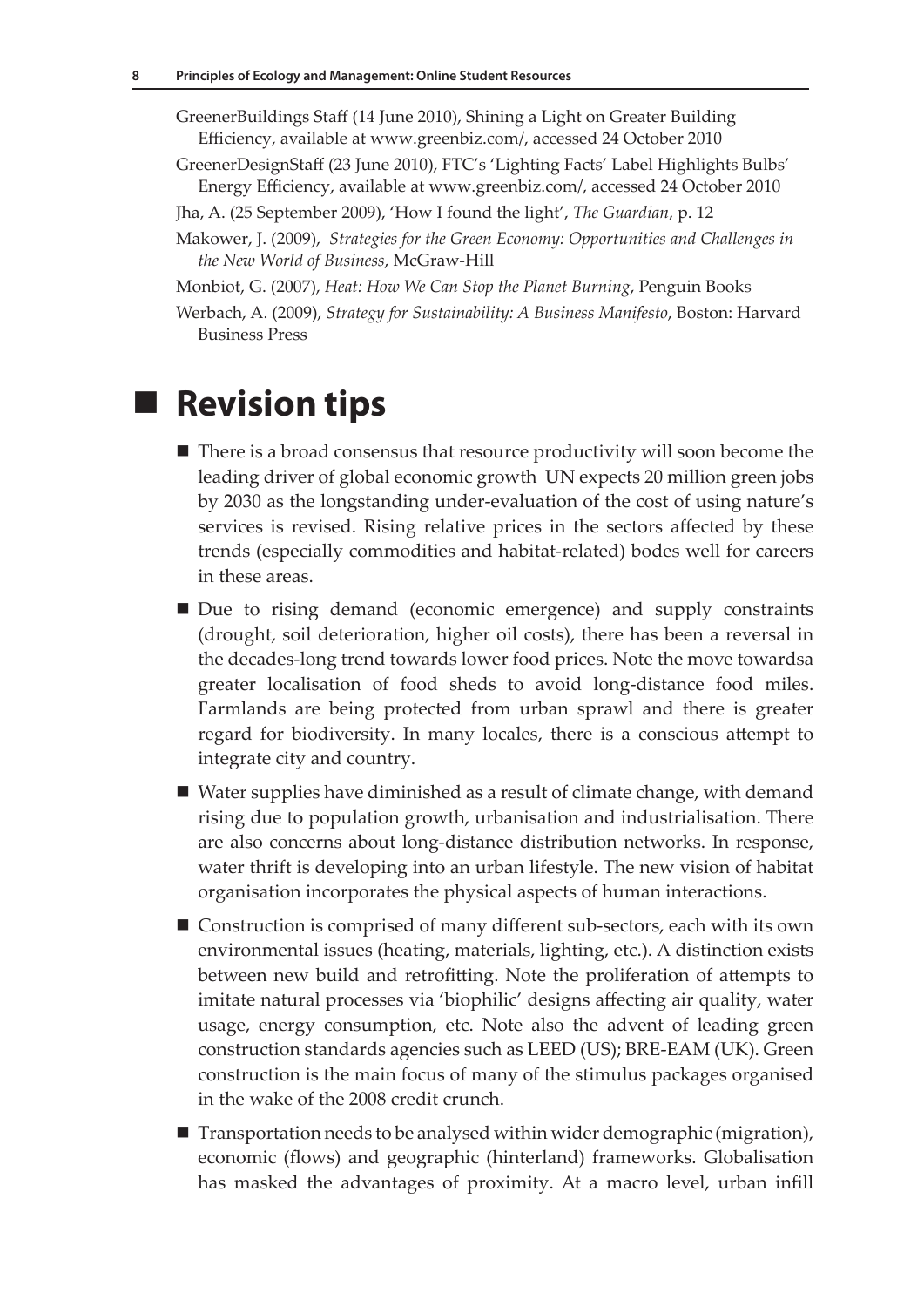GreenerBuildings Staff (14 June 2010), Shining a Light on Greater Building Efficiency, available at www.greenbiz.com/, accessed 24 October 2010

GreenerDesignStaff (23 June 2010), FTC's 'Lighting Facts' Label Highlights Bulbs' Energy Efficiency, available at www.greenbiz.com/, accessed 24 October 2010

Jha, A. (25 September 2009), 'How I found the light', *The Guardian*, p. 12

Makower, J. (2009), *Strategies for the Green Economy: Opportunities and Challenges in the New World of Business*, McGraw-Hill

Monbiot, G. (2007), *Heat: How We Can Stop the Planet Burning*, Penguin Books

Werbach, A. (2009), *Strategy for Sustainability: A Business Manifesto*, Boston: Harvard Business Press

## Revision tips

- There is a broad consensus that resource productivity will soon become the leading driver of global economic growth UN expects 20 million green jobs by 2030 as the longstanding under-evaluation of the cost of using nature's services is revised. Rising relative prices in the sectors affected by these trends (especially commodities and habitat-related) bodes well for careers in these areas.
- Due to rising demand (economic emergence) and supply constraints (drought, soil deterioration, higher oil costs), there has been a reversal in the decades-long trend towards lower food prices. Note the move towardsa greater localisation of food sheds to avoid long-distance food miles. Farmlands are being protected from urban sprawl and there is greater regard for biodiversity. In many locales, there is a conscious attempt to integrate city and country.
- Water supplies have diminished as a result of climate change, with demand rising due to population growth, urbanisation and industrialisation. There are also concerns about long-distance distribution networks. In response, water thrift is developing into an urban lifestyle. The new vision of habitat organisation incorporates the physical aspects of human interactions.
- Construction is comprised of many different sub-sectors, each with its own environmental issues (heating, materials, lighting, etc.). A distinction exists between new build and retrofitting. Note the proliferation of attempts to imitate natural processes via 'biophilic' designs affecting air quality, water usage, energy consumption, etc. Note also the advent of leading green construction standards agencies such as LEED (US); BRE-EAM (UK). Green construction is the main focus of many of the stimulus packages organised in the wake of the 2008 credit crunch.
- Transportation needs to be analysed within wider demographic (migration), economic (flows) and geographic (hinterland) frameworks. Globalisation has masked the advantages of proximity. At a macro level, urban infill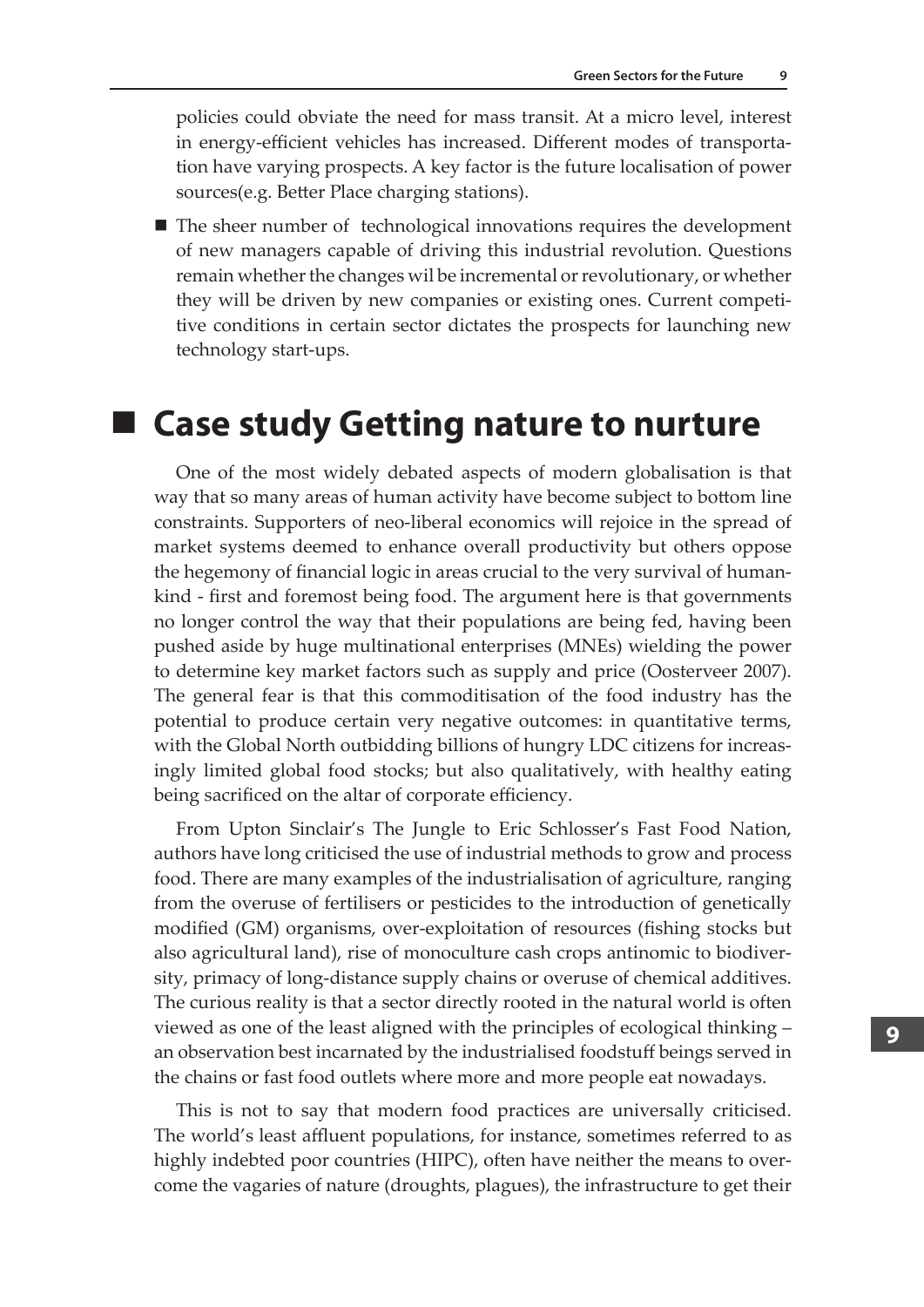policies could obviate the need for mass transit. At a micro level, interest in energy-efficient vehicles has increased. Different modes of transportation have varying prospects. A key factor is the future localisation of power sources(e.g. Better Place charging stations).

- The sheer number of technological innovations requires the development of new managers capable of driving this industrial revolution. Questions remain whether the changes wil be incremental or revolutionary, or whether they will be driven by new companies or existing ones. Current competitive conditions in certain sector dictates the prospects for launching new technology start-ups.

## Case study Getting nature to nurture

One of the most widely debated aspects of modern globalisation is that way that so many areas of human activity have become subject to bottom line constraints. Supporters of neo-liberal economics will rejoice in the spread of market systems deemed to enhance overall productivity but others oppose the hegemony of financial logic in areas crucial to the very survival of humankind - first and foremost being food. The argument here is that governments no longer control the way that their populations are being fed, having been pushed aside by huge multinational enterprises (MNEs) wielding the power to determine key market factors such as supply and price (Oosterveer 2007). The general fear is that this commoditisation of the food industry has the potential to produce certain very negative outcomes: in quantitative terms, with the Global North outbidding billions of hungry LDC citizens for increasingly limited global food stocks; but also qualitatively, with healthy eating being sacrificed on the altar of corporate efficiency.

From Upton Sinclair's The Jungle to Eric Schlosser's Fast Food Nation, authors have long criticised the use of industrial methods to grow and process food. There are many examples of the industrialisation of agriculture, ranging from the overuse of fertilisers or pesticides to the introduction of genetically modified (GM) organisms, over-exploitation of resources (fishing stocks but also agricultural land), rise of monoculture cash crops antinomic to biodiversity, primacy of long-distance supply chains or overuse of chemical additives. The curious reality is that a sector directly rooted in the natural world is often viewed as one of the least aligned with the principles of ecological thinking – an observation best incarnated by the industrialised foodstuff beings served in the chains or fast food outlets where more and more people eat nowadays.

This is not to say that modern food practices are universally criticised. The world's least affluent populations, for instance, sometimes referred to as highly indebted poor countries (HIPC), often have neither the means to overcome the vagaries of nature (droughts, plagues), the infrastructure to get their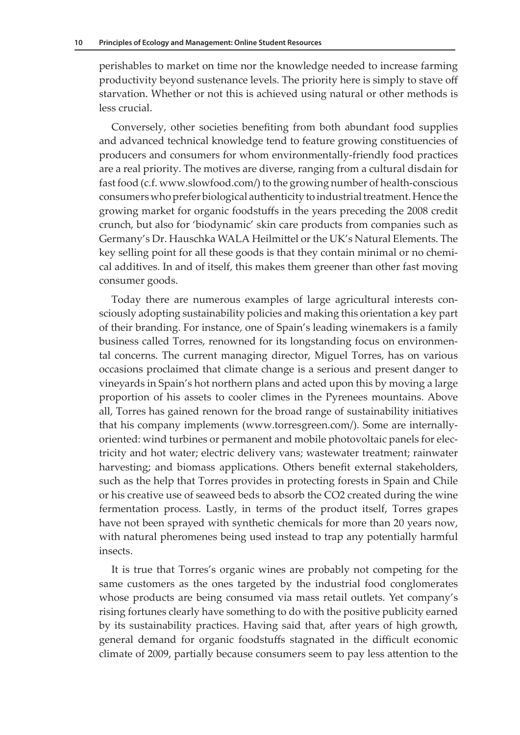perishables to market on time nor the knowledge needed to increase farming productivity beyond sustenance levels. The priority here is simply to stave off starvation. Whether or not this is achieved using natural or other methods is less crucial.

Conversely, other societies benefiting from both abundant food supplies and advanced technical knowledge tend to feature growing constituencies of producers and consumers for whom environmentally-friendly food practices are a real priority. The motives are diverse, ranging from a cultural disdain for fast food (c.f. www.slowfood.com/) to the growing number of health-conscious consumers who prefer biological authenticity to industrial treatment. Hence the growing market for organic foodstuffs in the years preceding the 2008 credit crunch, but also for 'biodynamic' skin care products from companies such as Germany's Dr. Hauschka WALA Heilmittel or the UK's Natural Elements. The key selling point for all these goods is that they contain minimal or no chemical additives. In and of itself, this makes them greener than other fast moving consumer goods.

Today there are numerous examples of large agricultural interests consciously adopting sustainability policies and making this orientation a key part of their branding. For instance, one of Spain's leading winemakers is a family business called Torres, renowned for its longstanding focus on environmental concerns. The current managing director, Miguel Torres, has on various occasions proclaimed that climate change is a serious and present danger to vineyards in Spain's hot northern plans and acted upon this by moving a large proportion of his assets to cooler climes in the Pyrenees mountains. Above all, Torres has gained renown for the broad range of sustainability initiatives that his company implements (www.torresgreen.com/). Some are internally-oriented: wind turbines or permanent and mobile photovoltaic panels for electricity and hot water; electric delivery vans; wastewater treatment; rainwater harvesting; and biomass applications. Others benefit external stakeholders, such as the help that Torres provides in protecting forests in Spain and Chile or his creative use of seaweed beds to absorb the $CO_2$ created during the wine fermentation process. Lastly, in terms of the product itself, Torres grapes have not been sprayed with synthetic chemicals for more than 20 years now, with natural pheromenes being used instead to trap any potentially harmful insects.

It is true that Torres's organic wines are probably not competing for the same customers as the ones targeted by the industrial food conglomerates whose products are being consumed via mass retail outlets. Yet company's rising fortunes clearly have something to do with the positive publicity earned by its sustainability practices. Having said that, after years of high growth, general demand for organic foodstuffs stagnated in the difficult economic climate of 2009, partially because consumers seem to pay less attention to the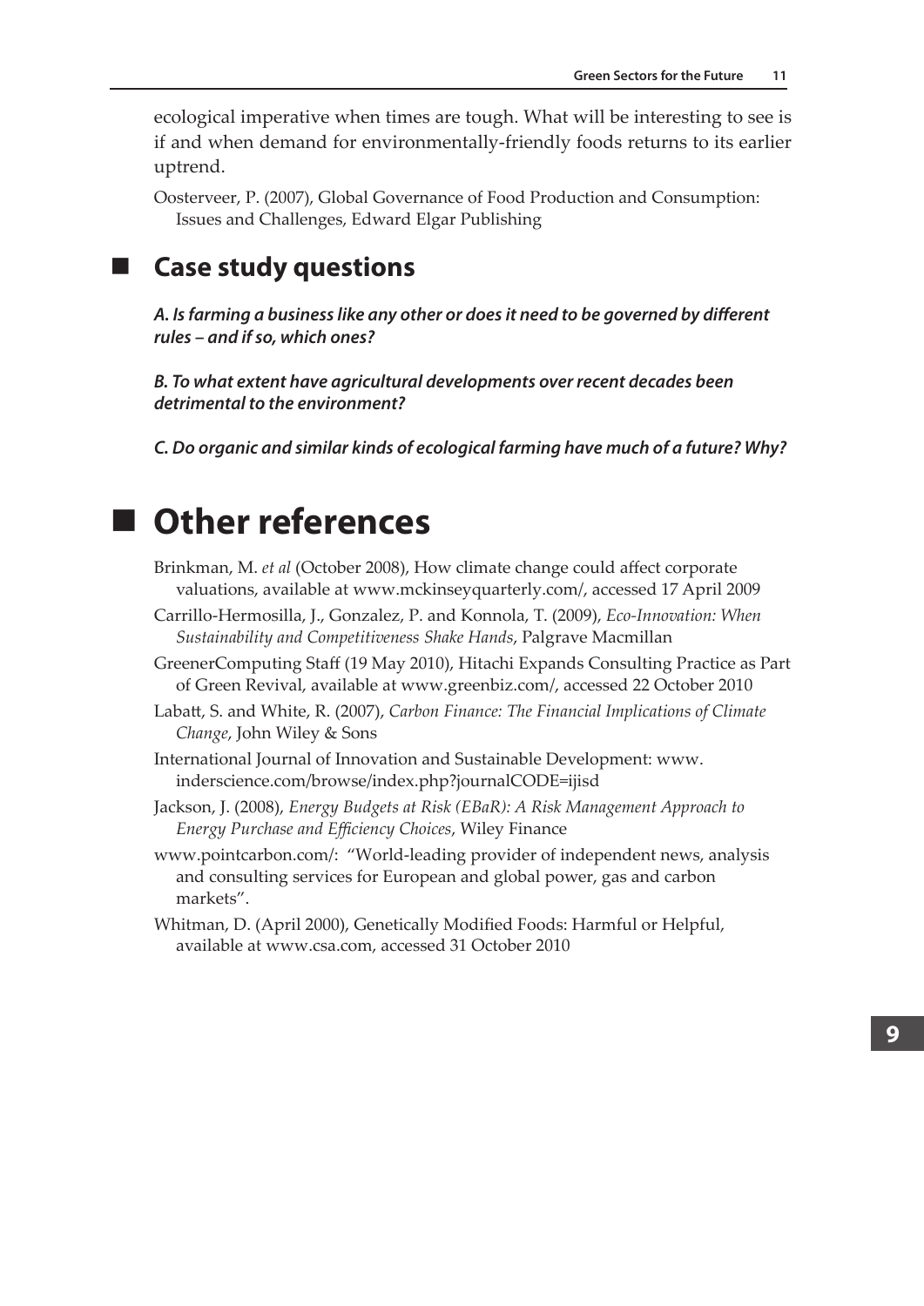ecological imperative when times are tough. What will be interesting to see is if and when demand for environmentally-friendly foods returns to its earlier uptrend.

Oosterveer, P. (2007), Global Governance of Food Production and Consumption: Issues and Challenges, Edward Elgar Publishing

## Case study questions

***A. Is farming a business like any other or does it need to be governed by different rules – and if so, which ones?***

***B. To what extent have agricultural developments over recent decades been detrimental to the environment?***

***C. Do organic and similar kinds of ecological farming have much of a future? Why?***

# Other references

Brinkman, M. *et al* (October 2008), How climate change could affect corporate valuations, available at www.mckinseyquarterly.com/, accessed 17 April 2009

Carrillo-Hermosilla, J., Gonzalez, P. and Konnola, T. (2009), *Eco-Innovation: When Sustainability and Competitiveness Shake Hands*, Palgrave Macmillan

GreenerComputing Staff (19 May 2010), Hitachi Expands Consulting Practice as Part of Green Revival, available at www.greenbiz.com/, accessed 22 October 2010

Labatt, S. and White, R. (2007), *Carbon Finance: The Financial Implications of Climate Change*, John Wiley & Sons

International Journal of Innovation and Sustainable Development: www.inderscience.com/browse/index.php?journalCODE=ijisd

Jackson, J. (2008), *Energy Budgets at Risk (EBaR): A Risk Management Approach to Energy Purchase and Efficiency Choices*, Wiley Finance

www.pointcarbon.com/: "World-leading provider of independent news, analysis and consulting services for European and global power, gas and carbon markets".

Whitman, D. (April 2000), Genetically Modified Foods: Harmful or Helpful, available at www.csa.com, accessed 31 October 2010